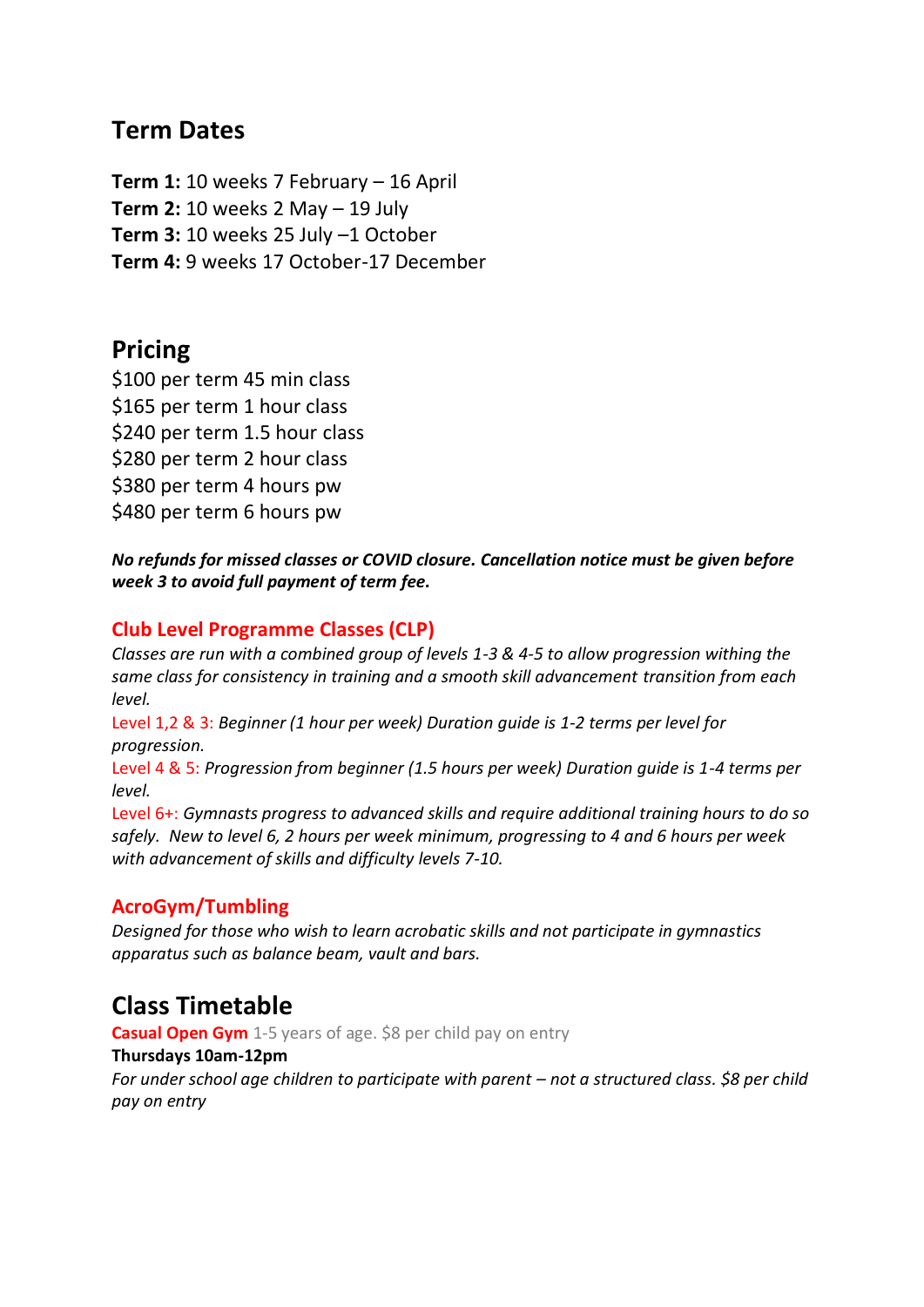## Term Dates

**Term 1:** 10 weeks 7 February – 16 April
**Term 2:** 10 weeks 2 May – 19 July
**Term 3:** 10 weeks 25 July –1 October
**Term 4:** 9 weeks 17 October-17 December

## Pricing

$100 per term 45 min class
$165 per term 1 hour class
$240 per term 1.5 hour class
$280 per term 2 hour class
$380 per term 4 hours pw
$480 per term 6 hours pw

***No refunds for missed classes or COVID closure. Cancellation notice must be given before week 3 to avoid full payment of term fee.***

### Club Level Programme Classes (CLP)

*Classes are run with a combined group of levels 1-3 & 4-5 to allow progression withing the same class for consistency in training and a smooth skill advancement transition from each level.*

Level 1,2 & 3: *Beginner (1 hour per week) Duration guide is 1-2 terms per level for progression.*

Level 4 & 5: *Progression from beginner (1.5 hours per week) Duration guide is 1-4 terms per level.*

Level 6+: *Gymnasts progress to advanced skills and require additional training hours to do so safely. New to level 6, 2 hours per week minimum, progressing to 4 and 6 hours per week with advancement of skills and difficulty levels 7-10.*

### AcroGym/Tumbling

*Designed for those who wish to learn acrobatic skills and not participate in gymnastics apparatus such as balance beam, vault and bars.*

## Class Timetable

**Casual Open Gym** 1-5 years of age. $8 per child pay on entry

**Thursdays 10am-12pm**

*For under school age children to participate with parent – not a structured class. $8 per child pay on entry*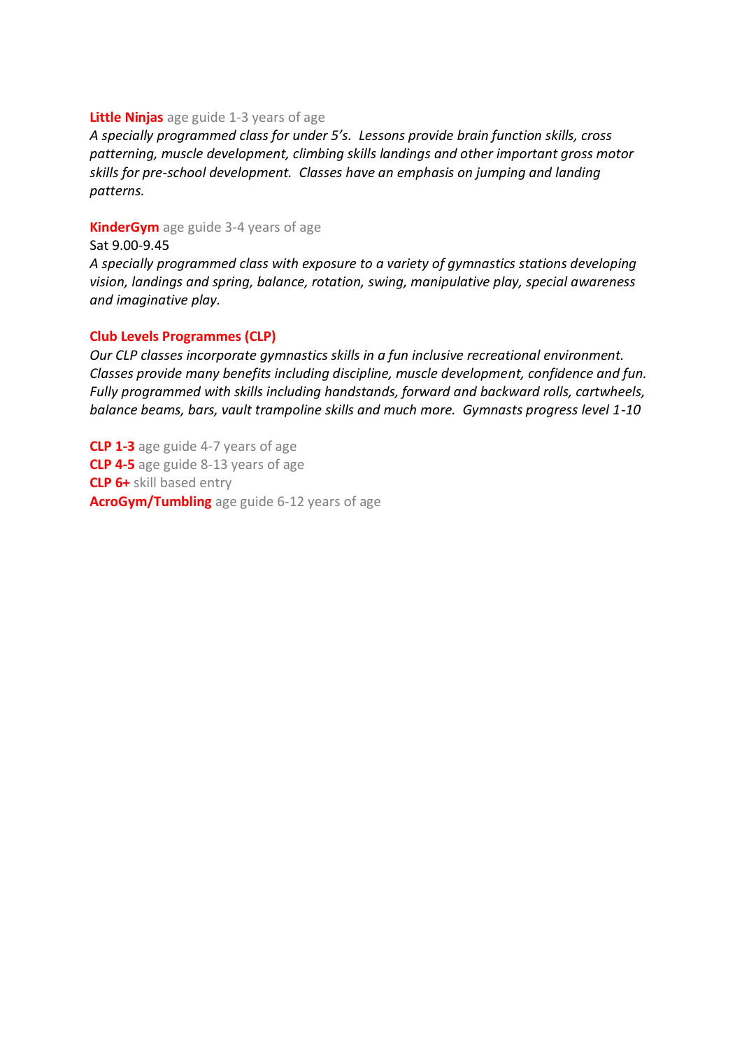**Little Ninjas** age guide 1-3 years of age

*A specially programmed class for under 5's. Lessons provide brain function skills, cross patterning, muscle development, climbing skills landings and other important gross motor skills for pre-school development. Classes have an emphasis on jumping and landing patterns.*

**KinderGym** age guide 3-4 years of age

Sat 9.00-9.45

*A specially programmed class with exposure to a variety of gymnastics stations developing vision, landings and spring, balance, rotation, swing, manipulative play, special awareness and imaginative play.*

**Club Levels Programmes (CLP)**

*Our CLP classes incorporate gymnastics skills in a fun inclusive recreational environment. Classes provide many benefits including discipline, muscle development, confidence and fun. Fully programmed with skills including handstands, forward and backward rolls, cartwheels, balance beams, bars, vault trampoline skills and much more. Gymnasts progress level 1-10*

**CLP 1-3** age guide 4-7 years of age

**CLP 4-5** age guide 8-13 years of age

**CLP 6+** skill based entry

**AcroGym/Tumbling** age guide 6-12 years of age